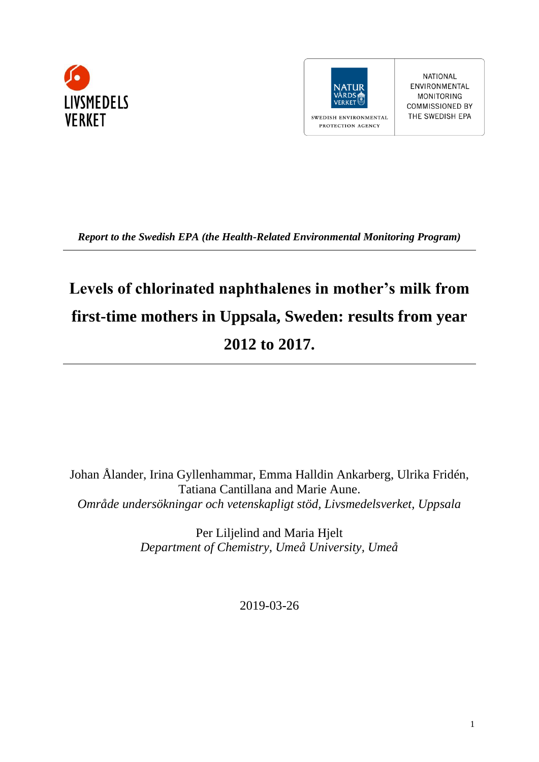LIVSMEDELS VERKET

NATUR VÅRDS VERKET

SWEDISH ENVIRONMENTAL PROTECTION AGENCY

NATIONAL ENVIRONMENTAL MONITORING COMMISSIONED BY THE SWEDISH EPA

***Report to the Swedish EPA (the Health-Related Environmental Monitoring Program)***

---

# Levels of chlorinated naphthalenes in mother's milk from first-time mothers in Uppsala, Sweden: results from year 2012 to 2017.

---

Johan Ålander, Irina Gyllenhammar, Emma Halldin Ankarberg, Ulrika Fridén, Tatiana Cantillana and Marie Aune.
*Område undersökningar och vetenskapligt stöd, Livsmedelsverket, Uppsala*

Per Liljelind and Maria Hjelt
*Department of Chemistry, Umeå University, Umeå*

2019-03-26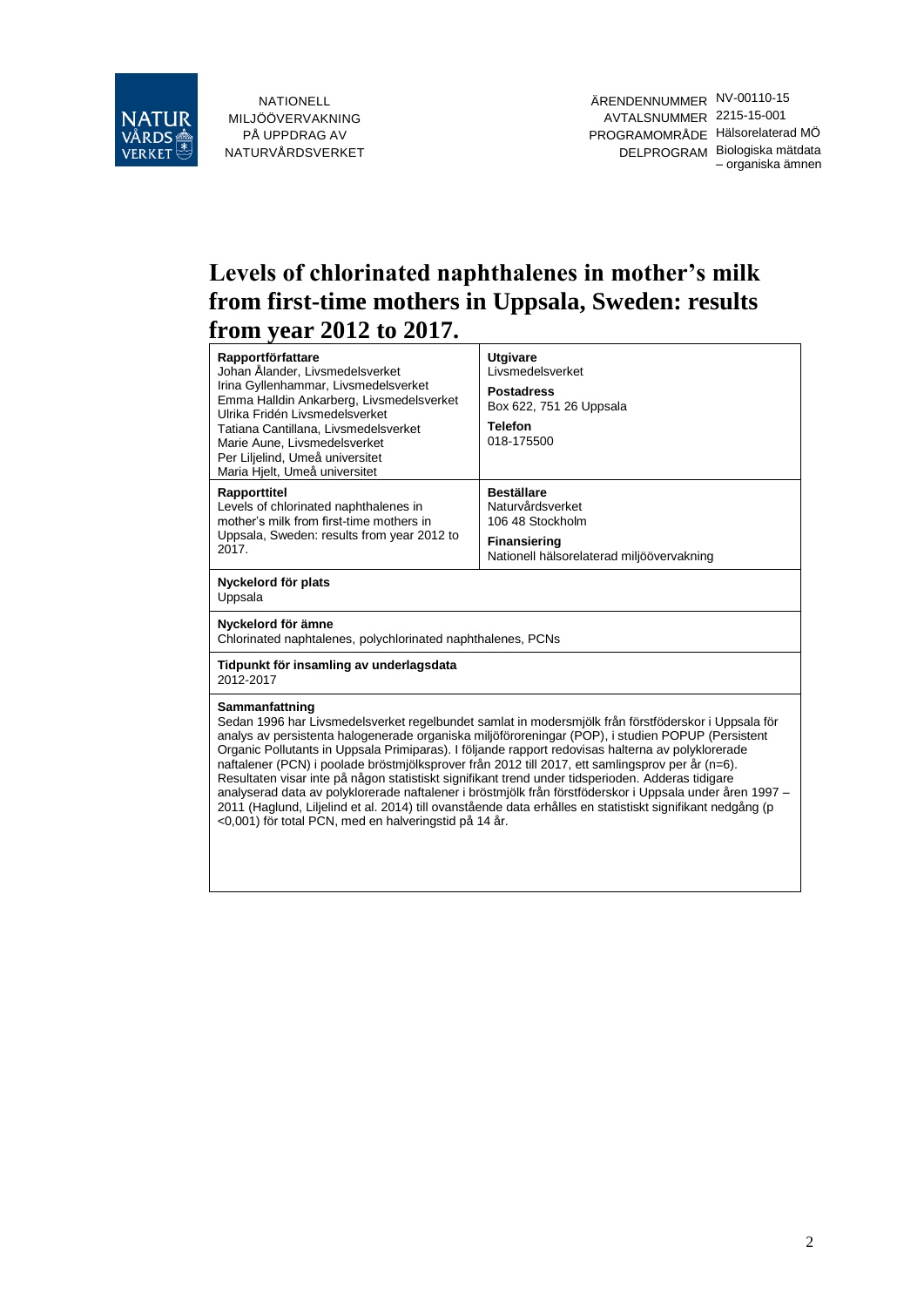NATIONELL MILJÖÖVERVAKNING PÅ UPPDRAG AV NATURVÅRDSVERKET

| | |
|---|---|
| ÄRENDENNUMMER | NV-00110-15 |
| AVTALSNUMMER | 2215-15-001 |
| PROGRAMOMRÅDE | Hälsorelaterad MÖ |
| DELPROGRAM | Biologiska mätdata – organiska ämnen |

# Levels of chlorinated naphthalenes in mother's milk from first-time mothers in Uppsala, Sweden: results from year 2012 to 2017.

| | |
|---|---|
| **Rapportförfattare**<br>Johan Ålander, Livsmedelsverket<br>Irina Gyllenhammar, Livsmedelsverket<br>Emma Halldin Ankarberg, Livsmedelsverket<br>Ulrika Fridén Livsmedelsverket<br>Tatiana Cantillana, Livsmedelsverket<br>Marie Aune, Livsmedelsverket<br>Per Liljelind, Umeå universitet<br>Maria Hjelt, Umeå universitet | **Utgivare**<br>Livsmedelsverket<br>**Postadress**<br>Box 622, 751 26 Uppsala<br>**Telefon**<br>018-175500 |
| **Rapporttitel**<br>Levels of chlorinated naphthalenes in mother's milk from first-time mothers in Uppsala, Sweden: results from year 2012 to 2017. | **Beställare**<br>Naturvårdsverket<br>106 48 Stockholm<br>**Finansiering**<br>Nationell hälsorelaterad miljöövervakning |

**Nyckelord för plats**
Uppsala

**Nyckelord för ämne**
Chlorinated naphtalenes, polychlorinated naphthalenes, PCNs

**Tidpunkt för insamling av underlagsdata**
2012-2017

**Sammanfattning**
Sedan 1996 har Livsmedelsverket regelbundet samlat in modersmjölk från förstföderskor i Uppsala för analys av persistenta halogenerade organiska miljöföroreningar (POP), i studien POPUP (Persistent Organic Pollutants in Uppsala Primiparas). I följande rapport redovisas halterna av polyklorerade naftalener (PCN) i poolade bröstmjölksprover från 2012 till 2017, ett samlingsprov per år (n=6). Resultaten visar inte på någon statistiskt signifikant trend under tidsperioden. Adderas tidigare analyserad data av polyklorerade naftalener i bröstmjölk från förstföderskor i Uppsala under åren 1997 – 2011 (Haglund, Liljelind et al. 2014) till ovanstående data erhålles en statistiskt signifikant nedgång ($p < 0{,}001$) för total PCN, med en halveringstid på 14 år.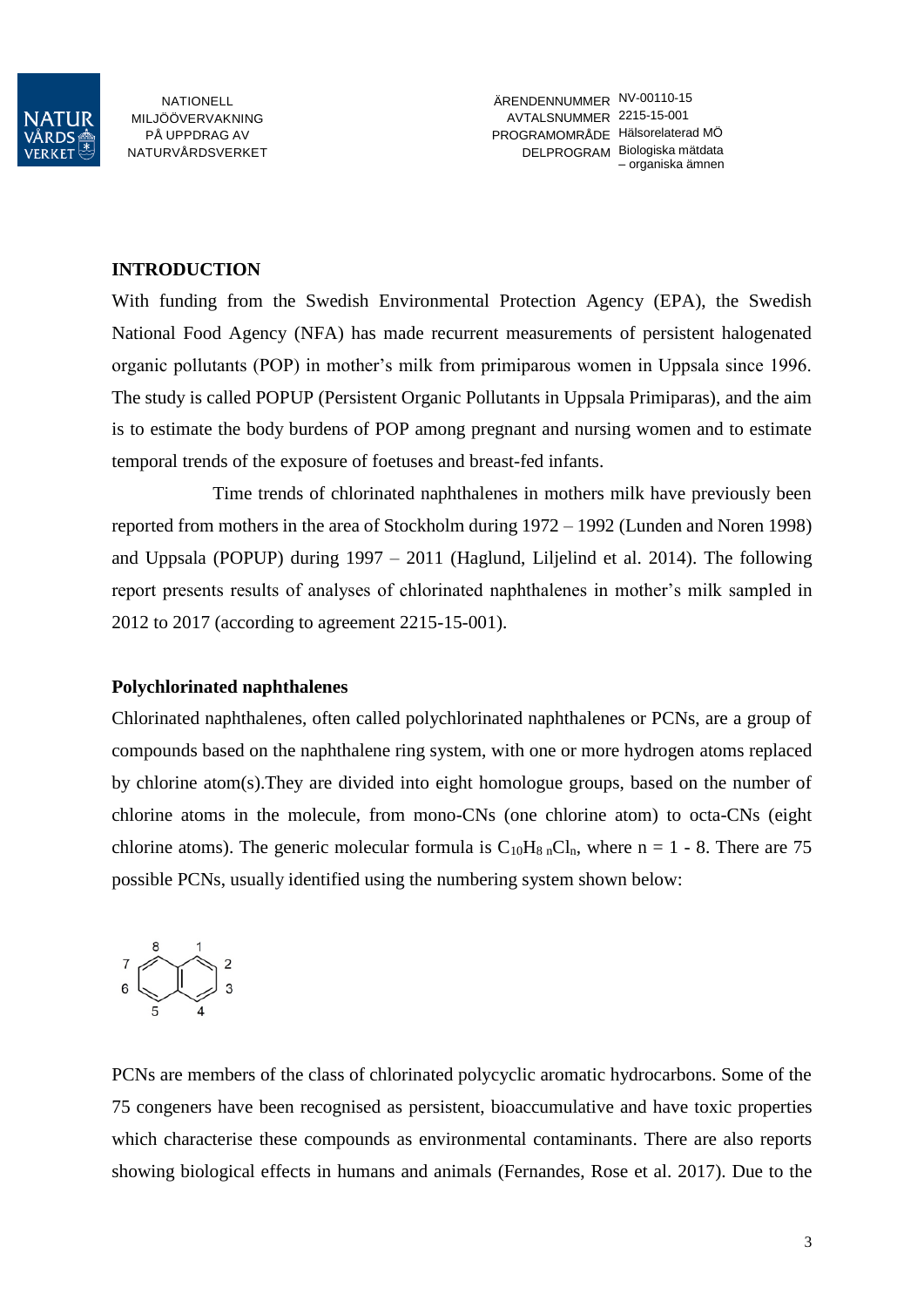## INTRODUCTION

With funding from the Swedish Environmental Protection Agency (EPA), the Swedish National Food Agency (NFA) has made recurrent measurements of persistent halogenated organic pollutants (POP) in mother's milk from primiparous women in Uppsala since 1996. The study is called POPUP (Persistent Organic Pollutants in Uppsala Primiparas), and the aim is to estimate the body burdens of POP among pregnant and nursing women and to estimate temporal trends of the exposure of foetuses and breast-fed infants.

Time trends of chlorinated naphthalenes in mothers milk have previously been reported from mothers in the area of Stockholm during 1972 – 1992 (Lunden and Noren 1998) and Uppsala (POPUP) during 1997 – 2011 (Haglund, Liljelind et al. 2014). The following report presents results of analyses of chlorinated naphthalenes in mother's milk sampled in 2012 to 2017 (according to agreement 2215-15-001).

### Polychlorinated naphthalenes

Chlorinated naphthalenes, often called polychlorinated naphthalenes or PCNs, are a group of compounds based on the naphthalene ring system, with one or more hydrogen atoms replaced by chlorine atom(s).They are divided into eight homologue groups, based on the number of chlorine atoms in the molecule, from mono-CNs (one chlorine atom) to octa-CNs (eight chlorine atoms). The generic molecular formula is $C_{10}H_{8-n}Cl_n$, where n = 1 - 8. There are 75 possible PCNs, usually identified using the numbering system shown below:

PCNs are members of the class of chlorinated polycyclic aromatic hydrocarbons. Some of the 75 congeners have been recognised as persistent, bioaccumulative and have toxic properties which characterise these compounds as environmental contaminants. There are also reports showing biological effects in humans and animals (Fernandes, Rose et al. 2017). Due to the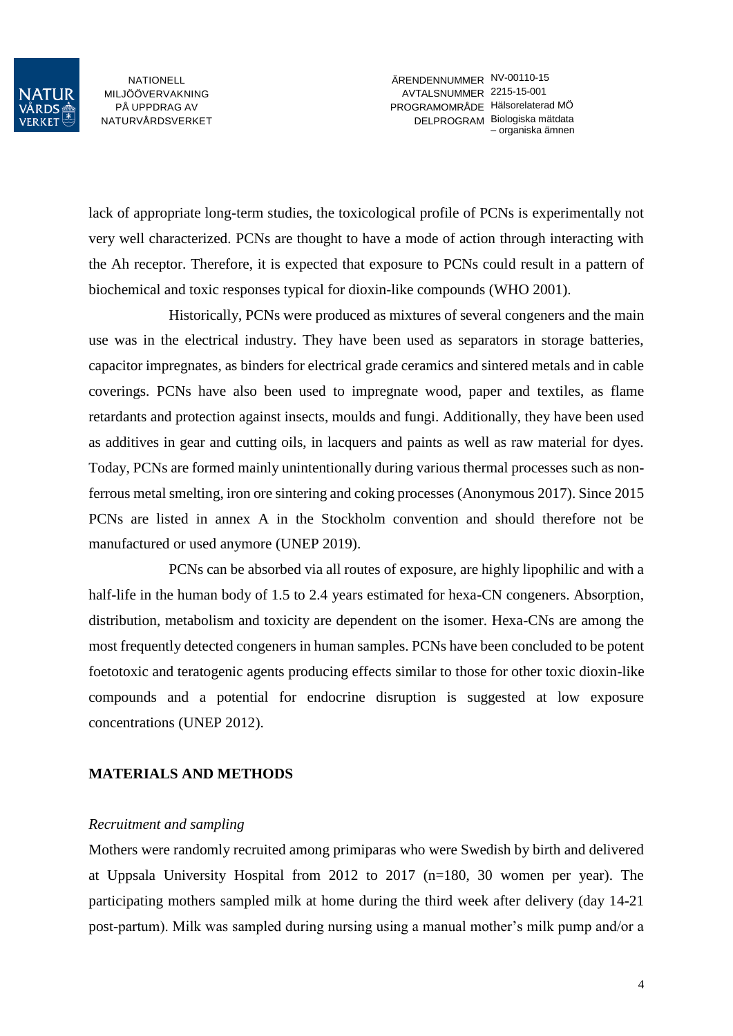lack of appropriate long-term studies, the toxicological profile of PCNs is experimentally not very well characterized. PCNs are thought to have a mode of action through interacting with the Ah receptor. Therefore, it is expected that exposure to PCNs could result in a pattern of biochemical and toxic responses typical for dioxin-like compounds (WHO 2001).

Historically, PCNs were produced as mixtures of several congeners and the main use was in the electrical industry. They have been used as separators in storage batteries, capacitor impregnates, as binders for electrical grade ceramics and sintered metals and in cable coverings. PCNs have also been used to impregnate wood, paper and textiles, as flame retardants and protection against insects, moulds and fungi. Additionally, they have been used as additives in gear and cutting oils, in lacquers and paints as well as raw material for dyes. Today, PCNs are formed mainly unintentionally during various thermal processes such as non-ferrous metal smelting, iron ore sintering and coking processes (Anonymous 2017). Since 2015 PCNs are listed in annex A in the Stockholm convention and should therefore not be manufactured or used anymore (UNEP 2019).

PCNs can be absorbed via all routes of exposure, are highly lipophilic and with a half-life in the human body of 1.5 to 2.4 years estimated for hexa-CN congeners. Absorption, distribution, metabolism and toxicity are dependent on the isomer. Hexa-CNs are among the most frequently detected congeners in human samples. PCNs have been concluded to be potent foetotoxic and teratogenic agents producing effects similar to those for other toxic dioxin-like compounds and a potential for endocrine disruption is suggested at low exposure concentrations (UNEP 2012).

## MATERIALS AND METHODS

### *Recruitment and sampling*

Mothers were randomly recruited among primiparas who were Swedish by birth and delivered at Uppsala University Hospital from 2012 to 2017 (n=180, 30 women per year). The participating mothers sampled milk at home during the third week after delivery (day 14-21 post-partum). Milk was sampled during nursing using a manual mother's milk pump and/or a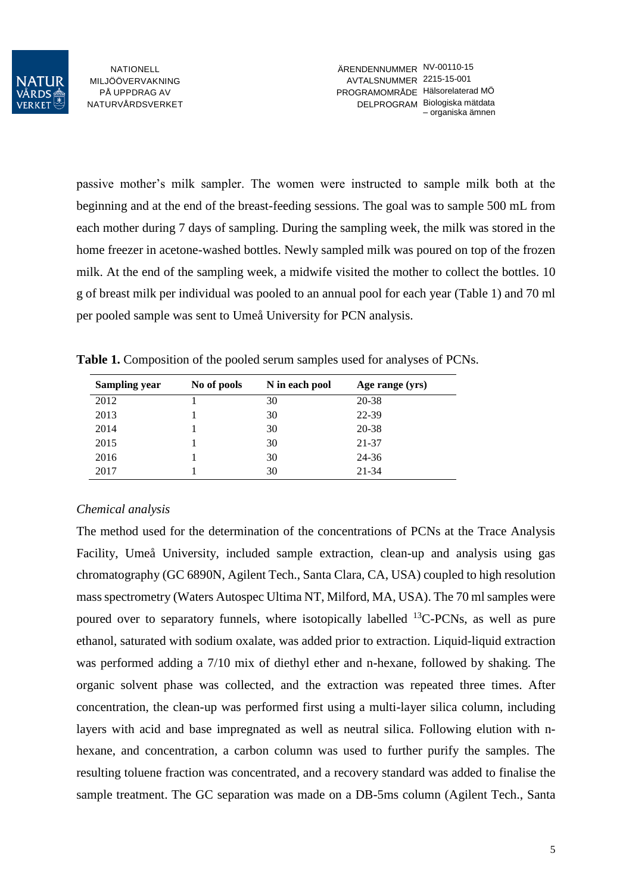passive mother's milk sampler. The women were instructed to sample milk both at the beginning and at the end of the breast-feeding sessions. The goal was to sample 500 mL from each mother during 7 days of sampling. During the sampling week, the milk was stored in the home freezer in acetone-washed bottles. Newly sampled milk was poured on top of the frozen milk. At the end of the sampling week, a midwife visited the mother to collect the bottles. 10 g of breast milk per individual was pooled to an annual pool for each year (Table 1) and 70 ml per pooled sample was sent to Umeå University for PCN analysis.

**Table 1.** Composition of the pooled serum samples used for analyses of PCNs.

| Sampling year | No of pools | N in each pool | Age range (yrs) |
|---|---|---|---|
| 2012 | 1 | 30 | 20-38 |
| 2013 | 1 | 30 | 22-39 |
| 2014 | 1 | 30 | 20-38 |
| 2015 | 1 | 30 | 21-37 |
| 2016 | 1 | 30 | 24-36 |
| 2017 | 1 | 30 | 21-34 |

*Chemical analysis*

The method used for the determination of the concentrations of PCNs at the Trace Analysis Facility, Umeå University, included sample extraction, clean-up and analysis using gas chromatography (GC 6890N, Agilent Tech., Santa Clara, CA, USA) coupled to high resolution mass spectrometry (Waters Autospec Ultima NT, Milford, MA, USA). The 70 ml samples were poured over to separatory funnels, where isotopically labelled $^{13}$C-PCNs, as well as pure ethanol, saturated with sodium oxalate, was added prior to extraction. Liquid-liquid extraction was performed adding a 7/10 mix of diethyl ether and n-hexane, followed by shaking. The organic solvent phase was collected, and the extraction was repeated three times. After concentration, the clean-up was performed first using a multi-layer silica column, including layers with acid and base impregnated as well as neutral silica. Following elution with n-hexane, and concentration, a carbon column was used to further purify the samples. The resulting toluene fraction was concentrated, and a recovery standard was added to finalise the sample treatment. The GC separation was made on a DB-5ms column (Agilent Tech., Santa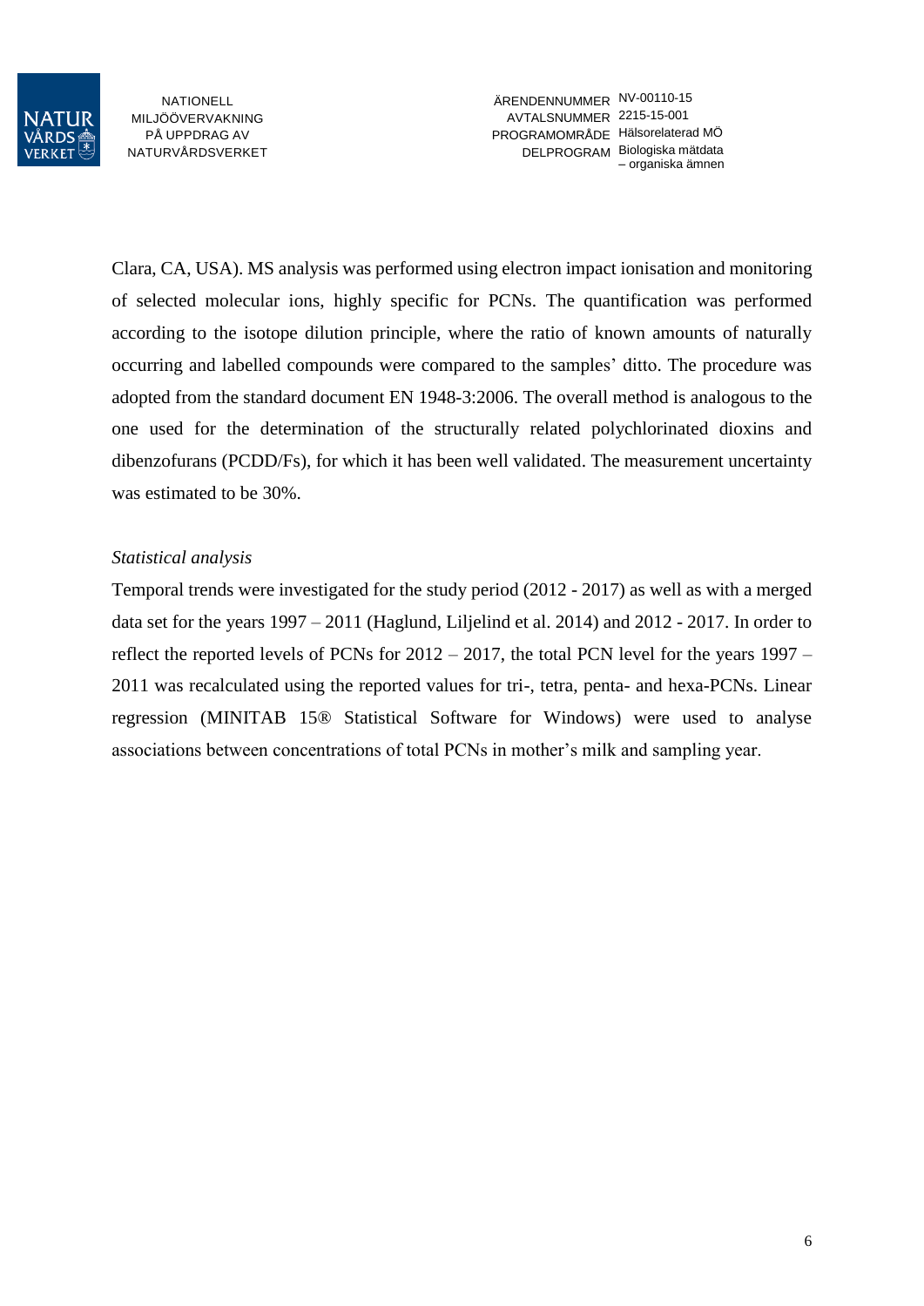Clara, CA, USA). MS analysis was performed using electron impact ionisation and monitoring of selected molecular ions, highly specific for PCNs. The quantification was performed according to the isotope dilution principle, where the ratio of known amounts of naturally occurring and labelled compounds were compared to the samples' ditto. The procedure was adopted from the standard document EN 1948-3:2006. The overall method is analogous to the one used for the determination of the structurally related polychlorinated dioxins and dibenzofurans (PCDD/Fs), for which it has been well validated. The measurement uncertainty was estimated to be 30%.

*Statistical analysis*

Temporal trends were investigated for the study period (2012 - 2017) as well as with a merged data set for the years 1997 – 2011 (Haglund, Liljelind et al. 2014) and 2012 - 2017. In order to reflect the reported levels of PCNs for 2012 – 2017, the total PCN level for the years 1997 – 2011 was recalculated using the reported values for tri-, tetra, penta- and hexa-PCNs. Linear regression (MINITAB 15® Statistical Software for Windows) were used to analyse associations between concentrations of total PCNs in mother's milk and sampling year.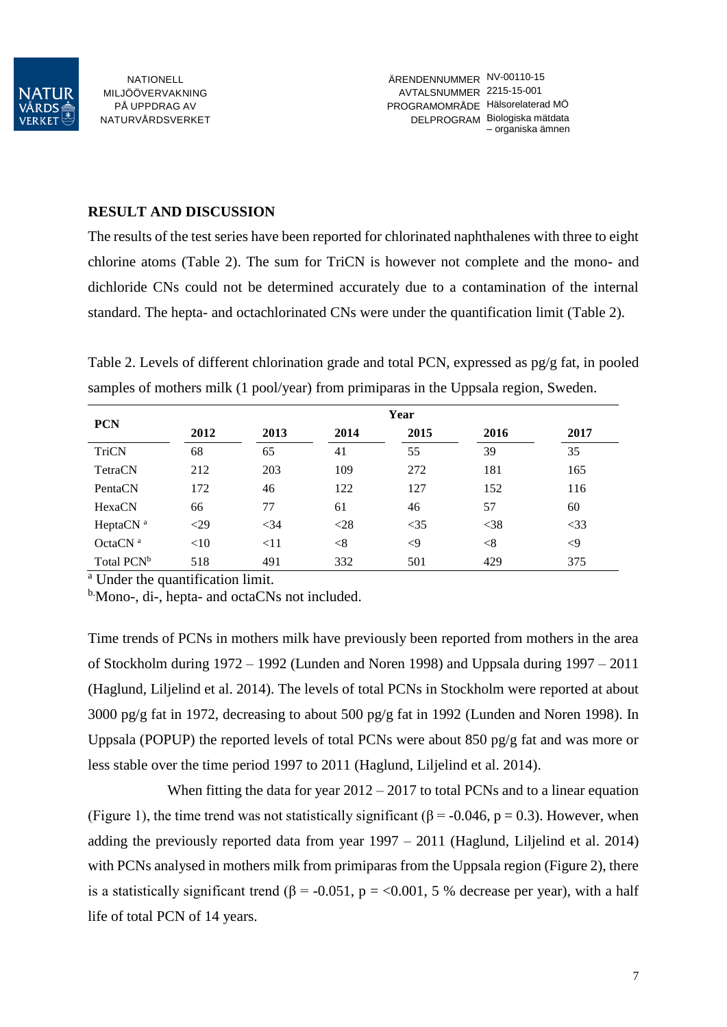## RESULT AND DISCUSSION

The results of the test series have been reported for chlorinated naphthalenes with three to eight chlorine atoms (Table 2). The sum for TriCN is however not complete and the mono- and dichloride CNs could not be determined accurately due to a contamination of the internal standard. The hepta- and octachlorinated CNs were under the quantification limit (Table 2).

Table 2. Levels of different chlorination grade and total PCN, expressed as pg/g fat, in pooled samples of mothers milk (1 pool/year) from primiparas in the Uppsala region, Sweden.

| PCN | Year | | | | | |
|---|---|---|---|---|---|---|
| | 2012 | 2013 | 2014 | 2015 | 2016 | 2017 |
| TriCN | 68 | 65 | 41 | 55 | 39 | 35 |
| TetraCN | 212 | 203 | 109 | 272 | 181 | 165 |
| PentaCN | 172 | 46 | 122 | 127 | 152 | 116 |
| HexaCN | 66 | 77 | 61 | 46 | 57 | 60 |
| HeptaCN [a] | <29 | <34 | <28 | <35 | <38 | <33 |
| OctaCN [a] | <10 | <11 | <8 | <9 | <8 | <9 |
| Total PCN[b] | 518 | 491 | 332 | 501 | 429 | 375 |

[a] Under the quantification limit.

[b.] Mono-, di-, hepta- and octaCNs not included.

Time trends of PCNs in mothers milk have previously been reported from mothers in the area of Stockholm during 1972 – 1992 (Lunden and Noren 1998) and Uppsala during 1997 – 2011 (Haglund, Liljelind et al. 2014). The levels of total PCNs in Stockholm were reported at about 3000 pg/g fat in 1972, decreasing to about 500 pg/g fat in 1992 (Lunden and Noren 1998). In Uppsala (POPUP) the reported levels of total PCNs were about 850 pg/g fat and was more or less stable over the time period 1997 to 2011 (Haglund, Liljelind et al. 2014).

When fitting the data for year 2012 – 2017 to total PCNs and to a linear equation (Figure 1), the time trend was not statistically significant ($\beta = -0.046$, $p = 0.3$). However, when adding the previously reported data from year 1997 – 2011 (Haglund, Liljelind et al. 2014) with PCNs analysed in mothers milk from primiparas from the Uppsala region (Figure 2), there is a statistically significant trend ($\beta = -0.051$, $p = <0.001$, 5 % decrease per year), with a half life of total PCN of 14 years.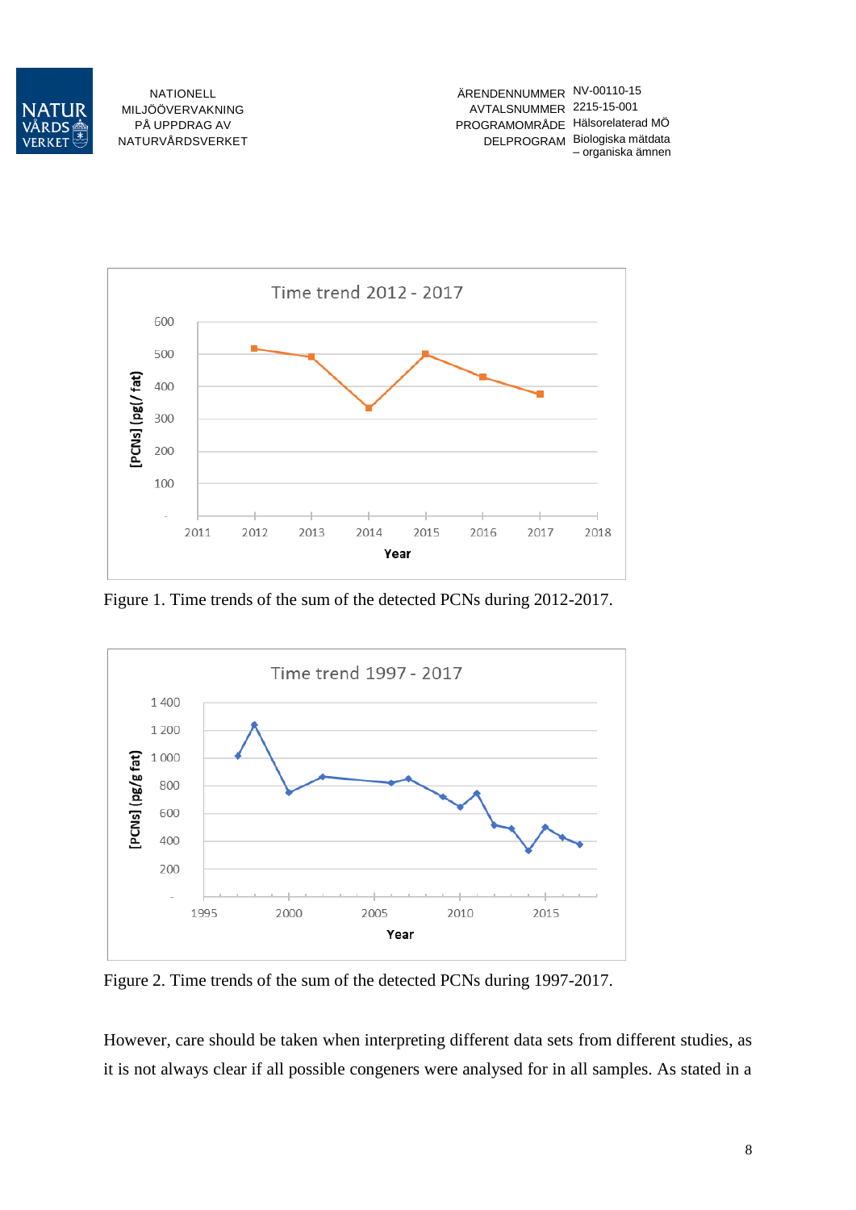Figure 1. Time trends of the sum of the detected PCNs during 2012-2017.

Figure 2. Time trends of the sum of the detected PCNs during 1997-2017.

However, care should be taken when interpreting different data sets from different studies, as it is not always clear if all possible congeners were analysed for in all samples. As stated in a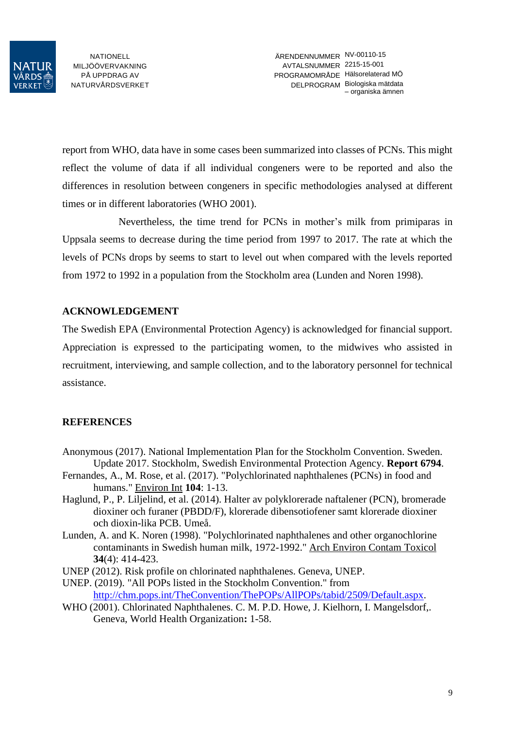report from WHO, data have in some cases been summarized into classes of PCNs. This might reflect the volume of data if all individual congeners were to be reported and also the differences in resolution between congeners in specific methodologies analysed at different times or in different laboratories (WHO 2001).

Nevertheless, the time trend for PCNs in mother's milk from primiparas in Uppsala seems to decrease during the time period from 1997 to 2017. The rate at which the levels of PCNs drops by seems to start to level out when compared with the levels reported from 1972 to 1992 in a population from the Stockholm area (Lunden and Noren 1998).

## ACKNOWLEDGEMENT

The Swedish EPA (Environmental Protection Agency) is acknowledged for financial support. Appreciation is expressed to the participating women, to the midwives who assisted in recruitment, interviewing, and sample collection, and to the laboratory personnel for technical assistance.

## REFERENCES

Anonymous (2017). National Implementation Plan for the Stockholm Convention. Sweden. Update 2017. Stockholm, Swedish Environmental Protection Agency. **Report 6794**.

Fernandes, A., M. Rose, et al. (2017). "Polychlorinated naphthalenes (PCNs) in food and humans." Environ Int **104**: 1-13.

Haglund, P., P. Liljelind, et al. (2014). Halter av polyklorerade naftalener (PCN), bromerade dioxiner och furaner (PBDD/F), klorerade dibensotiofener samt klorerade dioxiner och dioxin-lika PCB. Umeå.

Lunden, A. and K. Noren (1998). "Polychlorinated naphthalenes and other organochlorine contaminants in Swedish human milk, 1972-1992." Arch Environ Contam Toxicol **34**(4): 414-423.

UNEP (2012). Risk profile on chlorinated naphthalenes. Geneva, UNEP.

UNEP. (2019). "All POPs listed in the Stockholm Convention." from http://chm.pops.int/TheConvention/ThePOPs/AllPOPs/tabid/2509/Default.aspx.

WHO (2001). Chlorinated Naphthalenes. C. M. P.D. Howe, J. Kielhorn, I. Mangelsdorf,. Geneva, World Health Organization**:** 1-58.